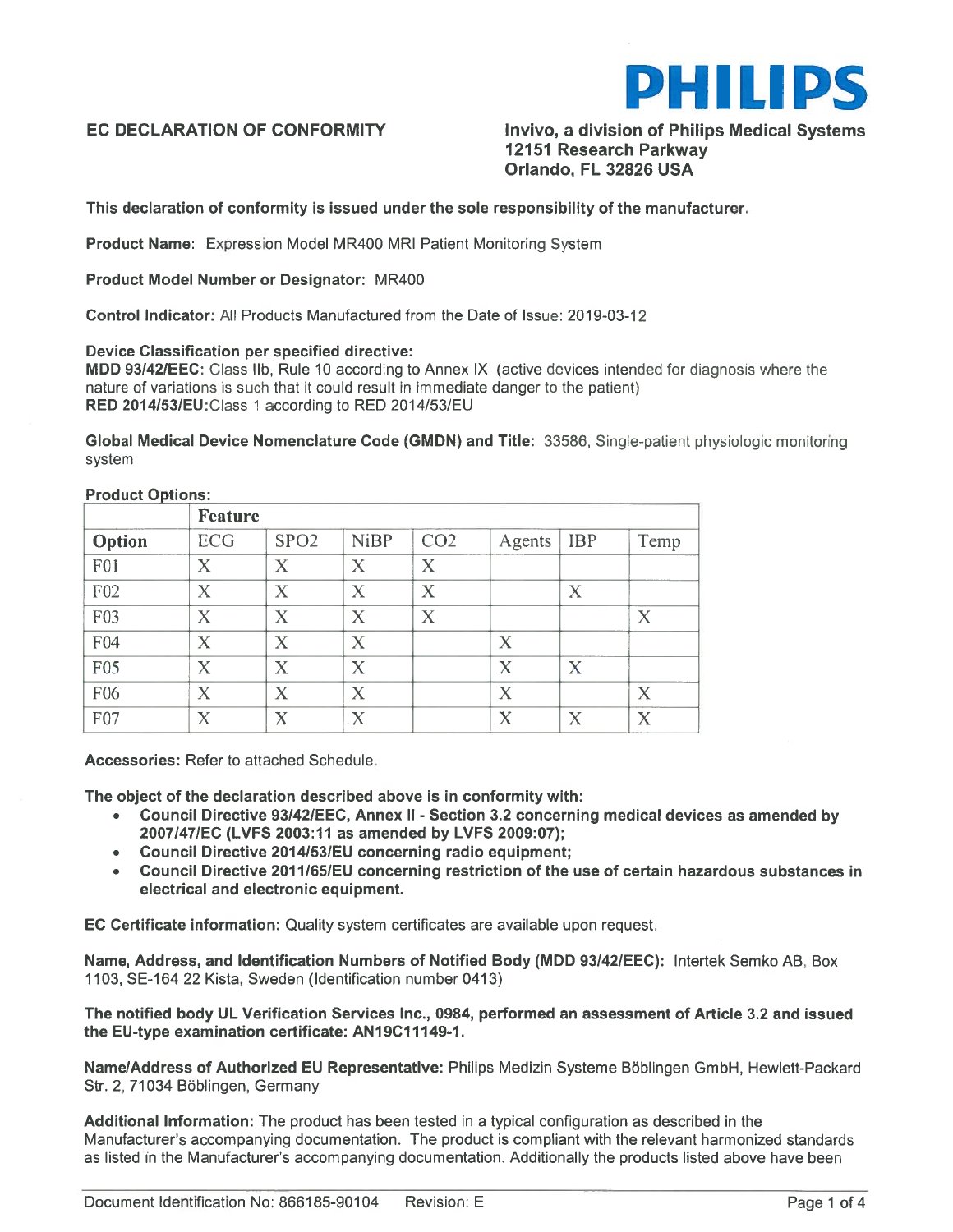PHILIPS

**EC DECLARATION OF CONFORMITY**

**Invivo, a division of Philips Medical Systems**
**12151 Research Parkway**
**Orlando, FL 32826 USA**

**This declaration of conformity is issued under the sole responsibility of the manufacturer.**

**Product Name**: Expression Model MR400 MRI Patient Monitoring System

**Product Model Number or Designator:** MR400

**Control Indicator:** All Products Manufactured from the Date of Issue: 2019-03-12

**Device Classification per specified directive:**
**MDD 93/42/EEC:** Class IIb, Rule 10 according to Annex IX (active devices intended for diagnosis where the nature of variations is such that it could result in immediate danger to the patient)
**RED 2014/53/EU:** Class 1 according to RED 2014/53/EU

**Global Medical Device Nomenclature Code (GMDN) and Title:** 33586, Single-patient physiologic monitoring system

**Product Options:**

| | Feature | | | | | | |
|---|---|---|---|---|---|---|---|
| **Option** | ECG | SPO2 | NiBP | CO2 | Agents | IBP | Temp |
| F01 | X | X | X | X | | | |
| F02 | X | X | X | X | | X | |
| F03 | X | X | X | X | | | X |
| F04 | X | X | X | | X | | |
| F05 | X | X | X | | X | X | |
| F06 | X | X | X | | X | | X |
| F07 | X | X | X | | X | X | X |

**Accessories:** Refer to attached Schedule.

**The object of the declaration described above is in conformity with:**

- **Council Directive 93/42/EEC, Annex II - Section 3.2 concerning medical devices as amended by 2007/47/EC (LVFS 2003:11 as amended by LVFS 2009:07);**
- **Council Directive 2014/53/EU concerning radio equipment;**
- **Council Directive 2011/65/EU concerning restriction of the use of certain hazardous substances in electrical and electronic equipment.**

**EC Certificate information:** Quality system certificates are available upon request.

**Name, Address, and Identification Numbers of Notified Body (MDD 93/42/EEC):** Intertek Semko AB, Box 1103, SE-164 22 Kista, Sweden (Identification number 0413)

**The notified body UL Verification Services Inc., 0984, performed an assessment of Article 3.2 and issued the EU-type examination certificate: AN19C11149-1.**

**Name/Address of Authorized EU Representative:** Philips Medizin Systeme Böblingen GmbH, Hewlett-Packard Str. 2, 71034 Böblingen, Germany

**Additional Information:** The product has been tested in a typical configuration as described in the Manufacturer's accompanying documentation. The product is compliant with the relevant harmonized standards as listed in the Manufacturer's accompanying documentation. Additionally the products listed above have been

Document Identification No: 866185-90104 Revision: E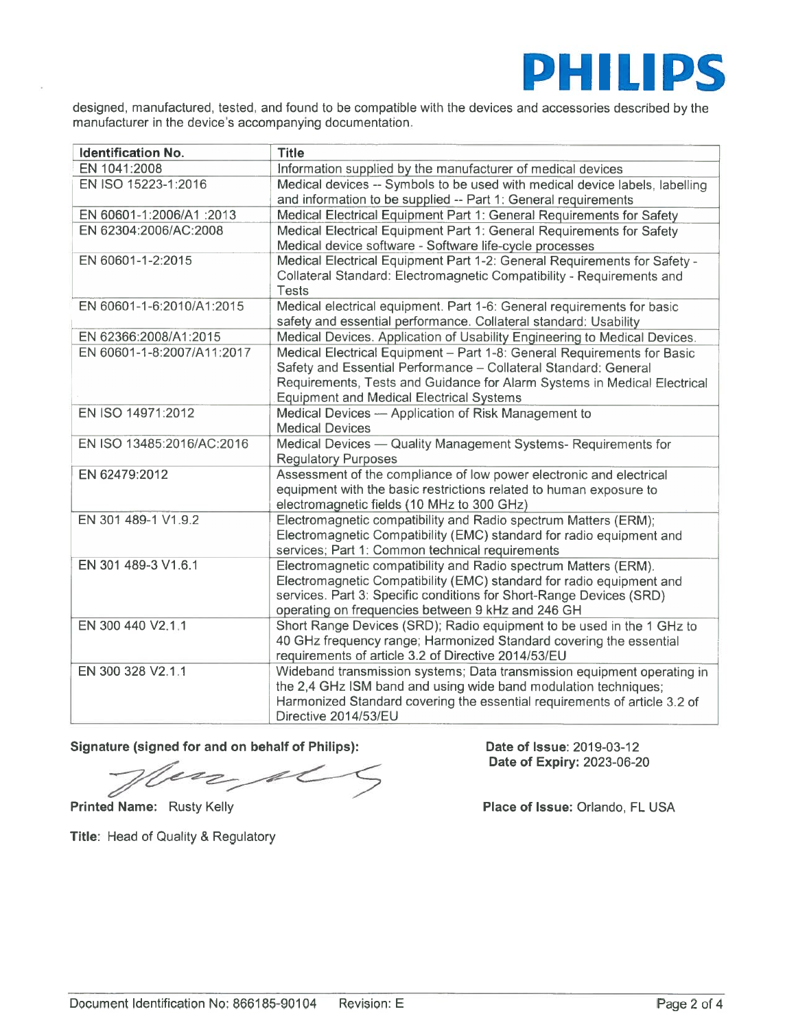designed, manufactured, tested, and found to be compatible with the devices and accessories described by the manufacturer in the device's accompanying documentation.

| Identification No. | Title |
|---|---|
| EN 1041:2008 | Information supplied by the manufacturer of medical devices |
| EN ISO 15223-1:2016 | Medical devices -- Symbols to be used with medical device labels, labelling and information to be supplied -- Part 1: General requirements |
| EN 60601-1:2006/A1 :2013 | Medical Electrical Equipment Part 1: General Requirements for Safety |
| EN 62304:2006/AC:2008 | Medical Electrical Equipment Part 1: General Requirements for Safety Medical device software - Software life-cycle processes |
| EN 60601-1-2:2015 | Medical Electrical Equipment Part 1-2: General Requirements for Safety - Collateral Standard: Electromagnetic Compatibility - Requirements and Tests |
| EN 60601-1-6:2010/A1:2015 | Medical electrical equipment. Part 1-6: General requirements for basic safety and essential performance. Collateral standard: Usability |
| EN 62366:2008/A1:2015 | Medical Devices. Application of Usability Engineering to Medical Devices. |
| EN 60601-1-8:2007/A11:2017 | Medical Electrical Equipment – Part 1-8: General Requirements for Basic Safety and Essential Performance – Collateral Standard: General Requirements, Tests and Guidance for Alarm Systems in Medical Electrical Equipment and Medical Electrical Systems |
| EN ISO 14971:2012 | Medical Devices — Application of Risk Management to Medical Devices |
| EN ISO 13485:2016/AC:2016 | Medical Devices — Quality Management Systems- Requirements for Regulatory Purposes |
| EN 62479:2012 | Assessment of the compliance of low power electronic and electrical equipment with the basic restrictions related to human exposure to electromagnetic fields (10 MHz to 300 GHz) |
| EN 301 489-1 V1.9.2 | Electromagnetic compatibility and Radio spectrum Matters (ERM); Electromagnetic Compatibility (EMC) standard for radio equipment and services; Part 1: Common technical requirements |
| EN 301 489-3 V1.6.1 | Electromagnetic compatibility and Radio spectrum Matters (ERM). Electromagnetic Compatibility (EMC) standard for radio equipment and services. Part 3: Specific conditions for Short-Range Devices (SRD) operating on frequencies between 9 kHz and 246 GH |
| EN 300 440 V2.1.1 | Short Range Devices (SRD); Radio equipment to be used in the 1 GHz to 40 GHz frequency range; Harmonized Standard covering the essential requirements of article 3.2 of Directive 2014/53/EU |
| EN 300 328 V2.1.1 | Wideband transmission systems; Data transmission equipment operating in the 2,4 GHz ISM band and using wide band modulation techniques; Harmonized Standard covering the essential requirements of article 3.2 of Directive 2014/53/EU |

**Signature (signed for and on behalf of Philips):**

**Printed Name:** Rusty Kelly

**Title**: Head of Quality & Regulatory

**Date of Issue**: 2019-03-12
**Date of Expiry:** 2023-06-20

**Place of Issue:** Orlando, FL USA

Document Identification No: 866185-90104 Revision: E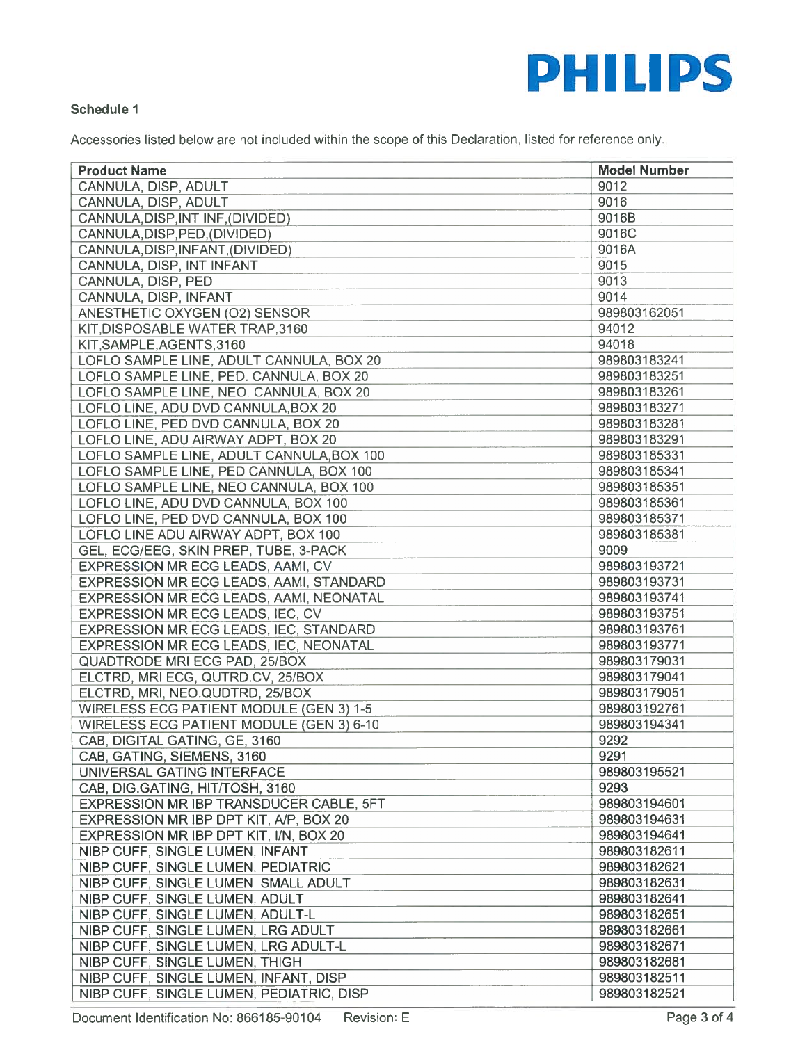PHILIPS

**Schedule 1**

Accessories listed below are not included within the scope of this Declaration, listed for reference only.

| Product Name | Model Number |
|---|---|
| CANNULA, DISP, ADULT | 9012 |
| CANNULA, DISP, ADULT | 9016 |
| CANNULA,DISP,INT INF,(DIVIDED) | 9016B |
| CANNULA,DISP,PED,(DIVIDED) | 9016C |
| CANNULA,DISP,INFANT,(DIVIDED) | 9016A |
| CANNULA, DISP, INT INFANT | 9015 |
| CANNULA, DISP, PED | 9013 |
| CANNULA, DISP, INFANT | 9014 |
| ANESTHETIC OXYGEN (O2) SENSOR | 989803162051 |
| KIT,DISPOSABLE WATER TRAP,3160 | 94012 |
| KIT,SAMPLE,AGENTS,3160 | 94018 |
| LOFLO SAMPLE LINE, ADULT CANNULA, BOX 20 | 989803183241 |
| LOFLO SAMPLE LINE, PED. CANNULA, BOX 20 | 989803183251 |
| LOFLO SAMPLE LINE, NEO. CANNULA, BOX 20 | 989803183261 |
| LOFLO LINE, ADU DVD CANNULA,BOX 20 | 989803183271 |
| LOFLO LINE, PED DVD CANNULA, BOX 20 | 989803183281 |
| LOFLO LINE, ADU AIRWAY ADPT, BOX 20 | 989803183291 |
| LOFLO SAMPLE LINE, ADULT CANNULA,BOX 100 | 989803185331 |
| LOFLO SAMPLE LINE, PED CANNULA, BOX 100 | 989803185341 |
| LOFLO SAMPLE LINE, NEO CANNULA, BOX 100 | 989803185351 |
| LOFLO LINE, ADU DVD CANNULA, BOX 100 | 989803185361 |
| LOFLO LINE, PED DVD CANNULA, BOX 100 | 989803185371 |
| LOFLO LINE ADU AIRWAY ADPT, BOX 100 | 989803185381 |
| GEL, ECG/EEG, SKIN PREP, TUBE, 3-PACK | 9009 |
| EXPRESSION MR ECG LEADS, AAMI, CV | 989803193721 |
| EXPRESSION MR ECG LEADS, AAMI, STANDARD | 989803193731 |
| EXPRESSION MR ECG LEADS, AAMI, NEONATAL | 989803193741 |
| EXPRESSION MR ECG LEADS, IEC, CV | 989803193751 |
| EXPRESSION MR ECG LEADS, IEC, STANDARD | 989803193761 |
| EXPRESSION MR ECG LEADS, IEC, NEONATAL | 989803193771 |
| QUADTRODE MRI ECG PAD, 25/BOX | 989803179031 |
| ELCTRD, MRI ECG, QUTRD.CV, 25/BOX | 989803179041 |
| ELCTRD, MRI, NEO.QUDTRD, 25/BOX | 989803179051 |
| WIRELESS ECG PATIENT MODULE (GEN 3) 1-5 | 989803192761 |
| WIRELESS ECG PATIENT MODULE (GEN 3) 6-10 | 989803194341 |
| CAB, DIGITAL GATING, GE, 3160 | 9292 |
| CAB, GATING, SIEMENS, 3160 | 9291 |
| UNIVERSAL GATING INTERFACE | 989803195521 |
| CAB, DIG.GATING, HIT/TOSH, 3160 | 9293 |
| EXPRESSION MR IBP TRANSDUCER CABLE, 5FT | 989803194601 |
| EXPRESSION MR IBP DPT KIT, A/P, BOX 20 | 989803194631 |
| EXPRESSION MR IBP DPT KIT, I/N, BOX 20 | 989803194641 |
| NIBP CUFF, SINGLE LUMEN, INFANT | 989803182611 |
| NIBP CUFF, SINGLE LUMEN, PEDIATRIC | 989803182621 |
| NIBP CUFF, SINGLE LUMEN, SMALL ADULT | 989803182631 |
| NIBP CUFF, SINGLE LUMEN, ADULT | 989803182641 |
| NIBP CUFF, SINGLE LUMEN, ADULT-L | 989803182651 |
| NIBP CUFF, SINGLE LUMEN, LRG ADULT | 989803182661 |
| NIBP CUFF, SINGLE LUMEN, LRG ADULT-L | 989803182671 |
| NIBP CUFF, SINGLE LUMEN, THIGH | 989803182681 |
| NIBP CUFF, SINGLE LUMEN, INFANT, DISP | 989803182511 |
| NIBP CUFF, SINGLE LUMEN, PEDIATRIC, DISP | 989803182521 |

Document Identification No: 866185-90104 Revision: E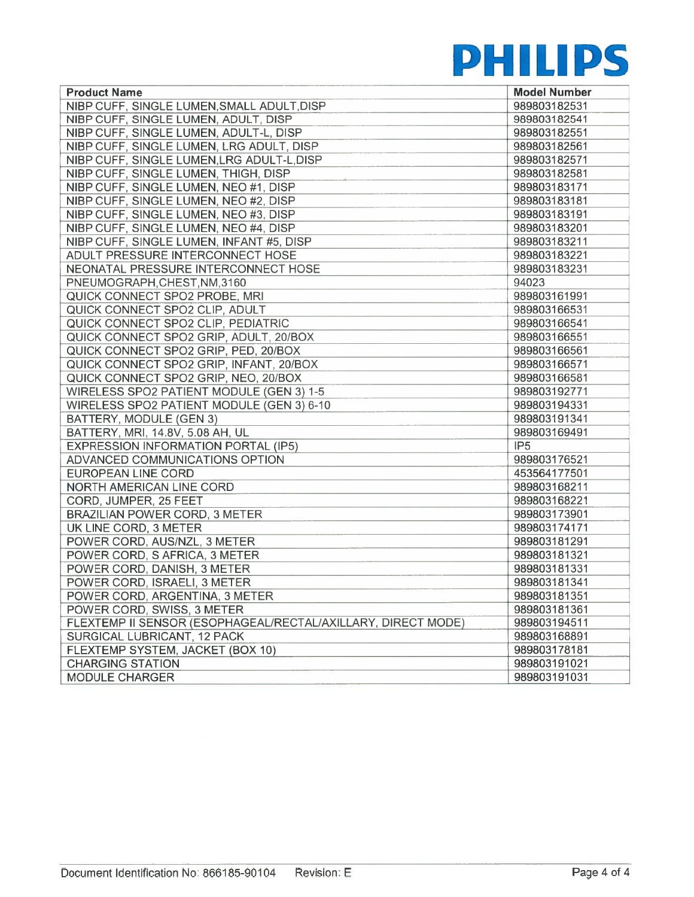| Product Name | Model Number |
|---|---|
| NIBP CUFF, SINGLE LUMEN,SMALL ADULT,DISP | 989803182531 |
| NIBP CUFF, SINGLE LUMEN, ADULT, DISP | 989803182541 |
| NIBP CUFF, SINGLE LUMEN, ADULT-L, DISP | 989803182551 |
| NIBP CUFF, SINGLE LUMEN, LRG ADULT, DISP | 989803182561 |
| NIBP CUFF, SINGLE LUMEN,LRG ADULT-L,DISP | 989803182571 |
| NIBP CUFF, SINGLE LUMEN, THIGH, DISP | 989803182581 |
| NIBP CUFF, SINGLE LUMEN, NEO #1, DISP | 989803183171 |
| NIBP CUFF, SINGLE LUMEN, NEO #2, DISP | 989803183181 |
| NIBP CUFF, SINGLE LUMEN, NEO #3, DISP | 989803183191 |
| NIBP CUFF, SINGLE LUMEN, NEO #4, DISP | 989803183201 |
| NIBP CUFF, SINGLE LUMEN, INFANT #5, DISP | 989803183211 |
| ADULT PRESSURE INTERCONNECT HOSE | 989803183221 |
| NEONATAL PRESSURE INTERCONNECT HOSE | 989803183231 |
| PNEUMOGRAPH,CHEST,NM,3160 | 94023 |
| QUICK CONNECT SPO2 PROBE, MRI | 989803161991 |
| QUICK CONNECT SPO2 CLIP, ADULT | 989803166531 |
| QUICK CONNECT SPO2 CLIP, PEDIATRIC | 989803166541 |
| QUICK CONNECT SPO2 GRIP, ADULT, 20/BOX | 989803166551 |
| QUICK CONNECT SPO2 GRIP, PED, 20/BOX | 989803166561 |
| QUICK CONNECT SPO2 GRIP, INFANT, 20/BOX | 989803166571 |
| QUICK CONNECT SPO2 GRIP, NEO, 20/BOX | 989803166581 |
| WIRELESS SPO2 PATIENT MODULE (GEN 3) 1-5 | 989803192771 |
| WIRELESS SPO2 PATIENT MODULE (GEN 3) 6-10 | 989803194331 |
| BATTERY, MODULE (GEN 3) | 989803191341 |
| BATTERY, MRI, 14.8V, 5.08 AH, UL | 989803169491 |
| EXPRESSION INFORMATION PORTAL (IP5) | IP5 |
| ADVANCED COMMUNICATIONS OPTION | 989803176521 |
| EUROPEAN LINE CORD | 453564177501 |
| NORTH AMERICAN LINE CORD | 989803168211 |
| CORD, JUMPER, 25 FEET | 989803168221 |
| BRAZILIAN POWER CORD, 3 METER | 989803173901 |
| UK LINE CORD, 3 METER | 989803174171 |
| POWER CORD, AUS/NZL, 3 METER | 989803181291 |
| POWER CORD, S AFRICA, 3 METER | 989803181321 |
| POWER CORD, DANISH, 3 METER | 989803181331 |
| POWER CORD, ISRAELI, 3 METER | 989803181341 |
| POWER CORD, ARGENTINA, 3 METER | 989803181351 |
| POWER CORD, SWISS, 3 METER | 989803181361 |
| FLEXTEMP II SENSOR (ESOPHAGEAL/RECTAL/AXILLARY, DIRECT MODE) | 989803194511 |
| SURGICAL LUBRICANT, 12 PACK | 989803168891 |
| FLEXTEMP SYSTEM, JACKET (BOX 10) | 989803178181 |
| CHARGING STATION | 989803191021 |
| MODULE CHARGER | 989803191031 |

Document Identification No: 866185-90104 Revision: E